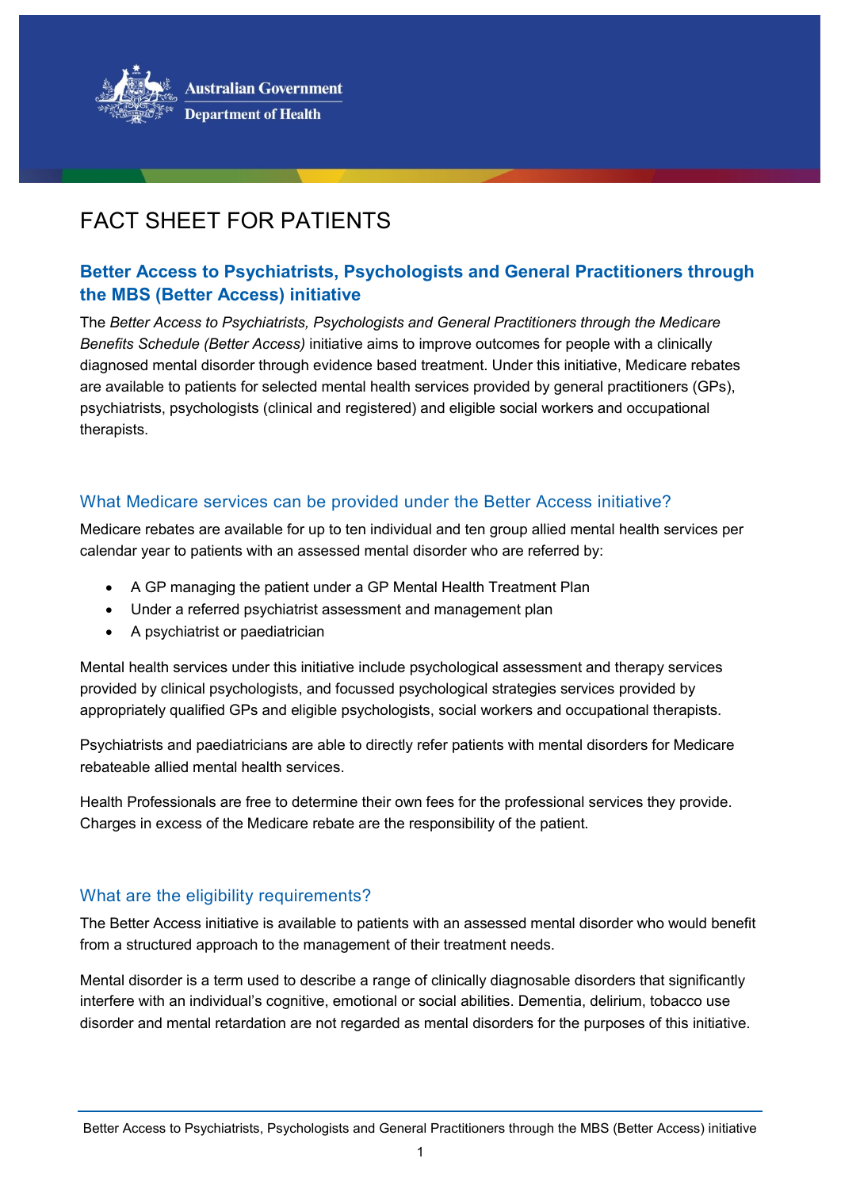Australian Government
Department of Health

# FACT SHEET FOR PATIENTS

## Better Access to Psychiatrists, Psychologists and General Practitioners through the MBS (Better Access) initiative

The *Better Access to Psychiatrists, Psychologists and General Practitioners through the Medicare Benefits Schedule (Better Access)* initiative aims to improve outcomes for people with a clinically diagnosed mental disorder through evidence based treatment. Under this initiative, Medicare rebates are available to patients for selected mental health services provided by general practitioners (GPs), psychiatrists, psychologists (clinical and registered) and eligible social workers and occupational therapists.

### What Medicare services can be provided under the Better Access initiative?

Medicare rebates are available for up to ten individual and ten group allied mental health services per calendar year to patients with an assessed mental disorder who are referred by:

- A GP managing the patient under a GP Mental Health Treatment Plan
- Under a referred psychiatrist assessment and management plan
- A psychiatrist or paediatrician

Mental health services under this initiative include psychological assessment and therapy services provided by clinical psychologists, and focussed psychological strategies services provided by appropriately qualified GPs and eligible psychologists, social workers and occupational therapists.

Psychiatrists and paediatricians are able to directly refer patients with mental disorders for Medicare rebateable allied mental health services.

Health Professionals are free to determine their own fees for the professional services they provide. Charges in excess of the Medicare rebate are the responsibility of the patient.

### What are the eligibility requirements?

The Better Access initiative is available to patients with an assessed mental disorder who would benefit from a structured approach to the management of their treatment needs.

Mental disorder is a term used to describe a range of clinically diagnosable disorders that significantly interfere with an individual's cognitive, emotional or social abilities. Dementia, delirium, tobacco use disorder and mental retardation are not regarded as mental disorders for the purposes of this initiative.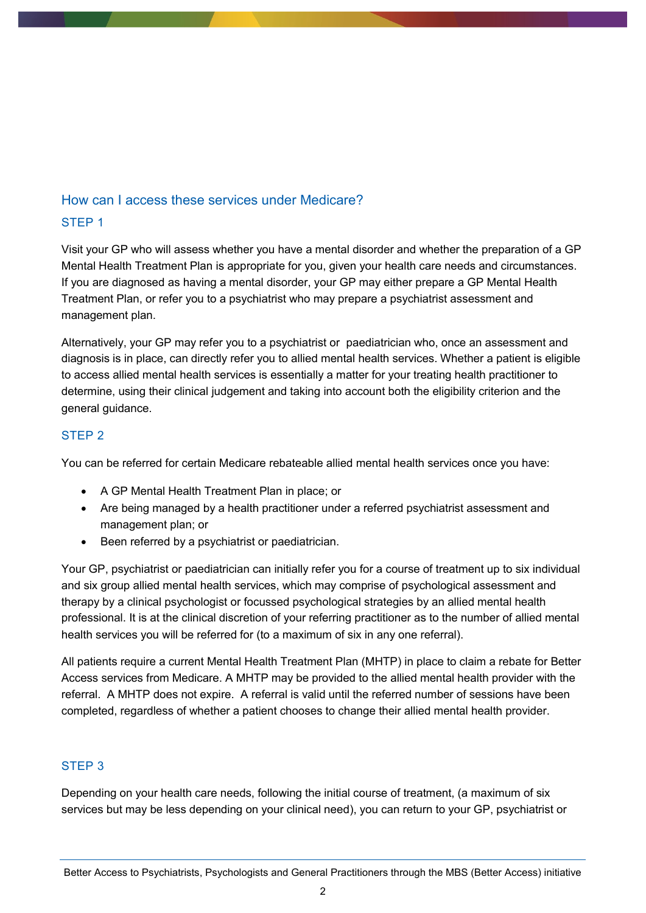## How can I access these services under Medicare?

### STEP 1

Visit your GP who will assess whether you have a mental disorder and whether the preparation of a GP Mental Health Treatment Plan is appropriate for you, given your health care needs and circumstances. If you are diagnosed as having a mental disorder, your GP may either prepare a GP Mental Health Treatment Plan, or refer you to a psychiatrist who may prepare a psychiatrist assessment and management plan.

Alternatively, your GP may refer you to a psychiatrist or  paediatrician who, once an assessment and diagnosis is in place, can directly refer you to allied mental health services. Whether a patient is eligible to access allied mental health services is essentially a matter for your treating health practitioner to determine, using their clinical judgement and taking into account both the eligibility criterion and the general guidance.

### STEP 2

You can be referred for certain Medicare rebateable allied mental health services once you have:

- A GP Mental Health Treatment Plan in place; or
- Are being managed by a health practitioner under a referred psychiatrist assessment and management plan; or
- Been referred by a psychiatrist or paediatrician.

Your GP, psychiatrist or paediatrician can initially refer you for a course of treatment up to six individual and six group allied mental health services, which may comprise of psychological assessment and therapy by a clinical psychologist or focussed psychological strategies by an allied mental health professional. It is at the clinical discretion of your referring practitioner as to the number of allied mental health services you will be referred for (to a maximum of six in any one referral).

All patients require a current Mental Health Treatment Plan (MHTP) in place to claim a rebate for Better Access services from Medicare. A MHTP may be provided to the allied mental health provider with the referral.  A MHTP does not expire.  A referral is valid until the referred number of sessions have been completed, regardless of whether a patient chooses to change their allied mental health provider.

### STEP 3

Depending on your health care needs, following the initial course of treatment, (a maximum of six services but may be less depending on your clinical need), you can return to your GP, psychiatrist or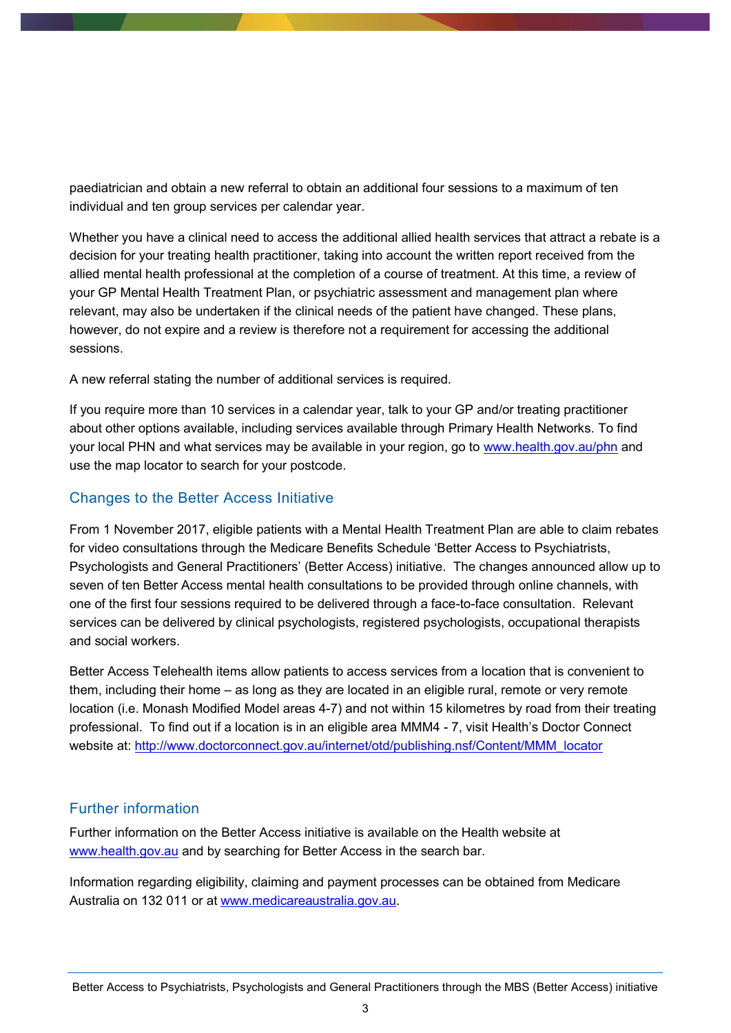paediatrician and obtain a new referral to obtain an additional four sessions to a maximum of ten individual and ten group services per calendar year.

Whether you have a clinical need to access the additional allied health services that attract a rebate is a decision for your treating health practitioner, taking into account the written report received from the allied mental health professional at the completion of a course of treatment. At this time, a review of your GP Mental Health Treatment Plan, or psychiatric assessment and management plan where relevant, may also be undertaken if the clinical needs of the patient have changed. These plans, however, do not expire and a review is therefore not a requirement for accessing the additional sessions.

A new referral stating the number of additional services is required.

If you require more than 10 services in a calendar year, talk to your GP and/or treating practitioner about other options available, including services available through Primary Health Networks. To find your local PHN and what services may be available in your region, go to [www.health.gov.au/phn](http://www.health.gov.au/phn) and use the map locator to search for your postcode.

## Changes to the Better Access Initiative

From 1 November 2017, eligible patients with a Mental Health Treatment Plan are able to claim rebates for video consultations through the Medicare Benefits Schedule 'Better Access to Psychiatrists, Psychologists and General Practitioners' (Better Access) initiative. The changes announced allow up to seven of ten Better Access mental health consultations to be provided through online channels, with one of the first four sessions required to be delivered through a face-to-face consultation. Relevant services can be delivered by clinical psychologists, registered psychologists, occupational therapists and social workers.

Better Access Telehealth items allow patients to access services from a location that is convenient to them, including their home – as long as they are located in an eligible rural, remote or very remote location (i.e. Monash Modified Model areas 4-7) and not within 15 kilometres by road from their treating professional. To find out if a location is in an eligible area MMM4 - 7, visit Health's Doctor Connect website at: [http://www.doctorconnect.gov.au/internet/otd/publishing.nsf/Content/MMM_locator](http://www.doctorconnect.gov.au/internet/otd/publishing.nsf/Content/MMM_locator)

## Further information

Further information on the Better Access initiative is available on the Health website at [www.health.gov.au](http://www.health.gov.au) and by searching for Better Access in the search bar.

Information regarding eligibility, claiming and payment processes can be obtained from Medicare Australia on 132 011 or at [www.medicareaustralia.gov.au](http://www.medicareaustralia.gov.au).